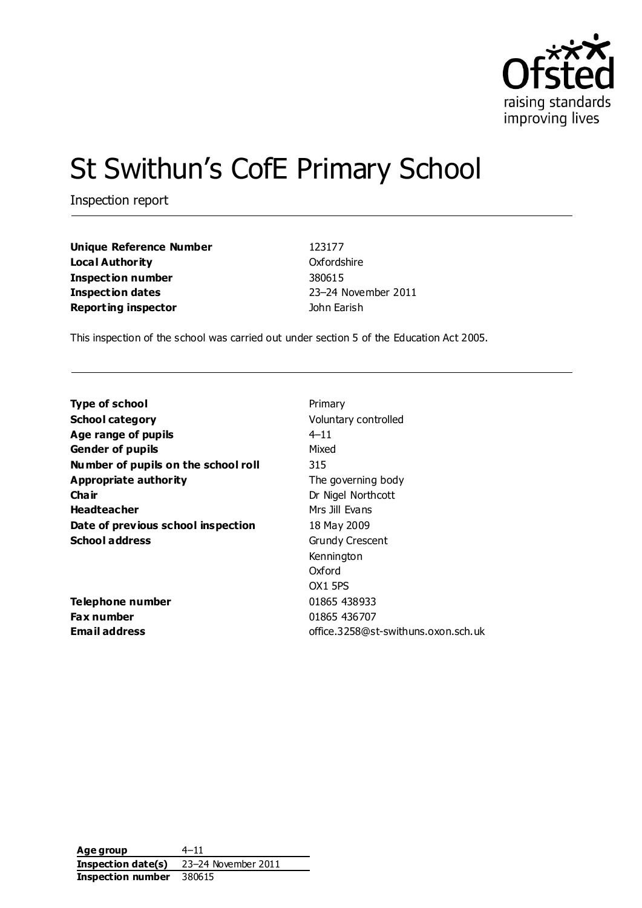# St Swithun's CofE Primary School

Inspection report

| | |
|---|---|
| **Unique Reference Number** | 123177 |
| **Local Authority** | Oxfordshire |
| **Inspection number** | 380615 |
| **Inspection dates** | 23–24 November 2011 |
| **Reporting inspector** | John Earish |

This inspection of the school was carried out under section 5 of the Education Act 2005.

| | |
|---|---|
| **Type of school** | Primary |
| **School category** | Voluntary controlled |
| **Age range of pupils** | 4–11 |
| **Gender of pupils** | Mixed |
| **Number of pupils on the school roll** | 315 |
| **Appropriate authority** | The governing body |
| **Chair** | Dr Nigel Northcott |
| **Headteacher** | Mrs Jill Evans |
| **Date of previous school inspection** | 18 May 2009 |
| **School address** | Grundy Crescent<br>Kennington<br>Oxford<br>OX1 5PS |
| **Telephone number** | 01865 438933 |
| **Fax number** | 01865 436707 |
| **Email address** | office.3258@st-swithuns.oxon.sch.uk |

| | |
|---|---|
| **Age group** | 4–11 |
| **Inspection date(s)** | 23–24 November 2011 |
| **Inspection number** | 380615 |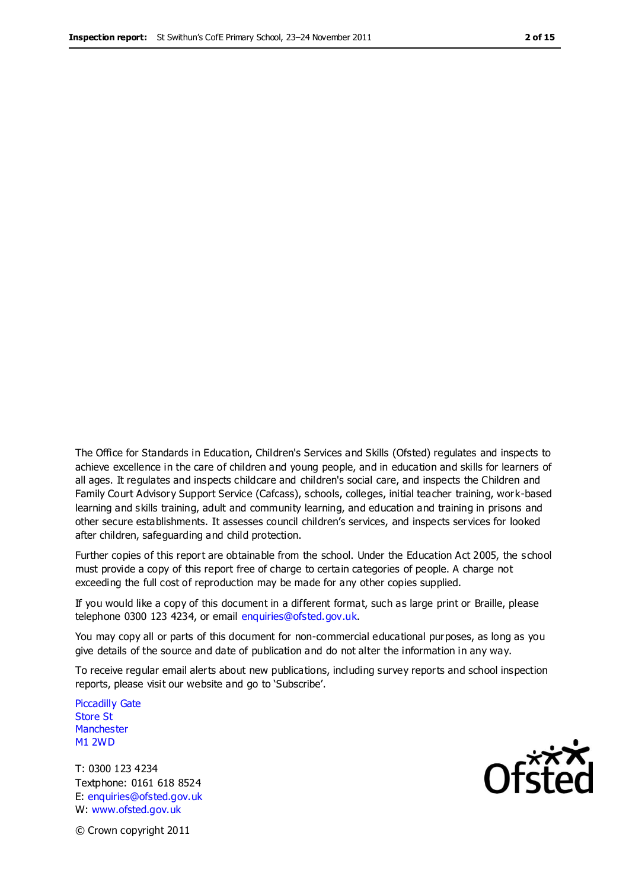The Office for Standards in Education, Children's Services and Skills (Ofsted) regulates and inspects to achieve excellence in the care of children and young people, and in education and skills for learners of all ages. It regulates and inspects childcare and children's social care, and inspects the Children and Family Court Advisory Support Service (Cafcass), schools, colleges, initial teacher training, work-based learning and skills training, adult and community learning, and education and training in prisons and other secure establishments. It assesses council children's services, and inspects services for looked after children, safeguarding and child protection.

Further copies of this report are obtainable from the school. Under the Education Act 2005, the school must provide a copy of this report free of charge to certain categories of people. A charge not exceeding the full cost of reproduction may be made for any other copies supplied.

If you would like a copy of this document in a different format, such as large print or Braille, please telephone 0300 123 4234, or email enquiries@ofsted.gov.uk.

You may copy all or parts of this document for non-commercial educational purposes, as long as you give details of the source and date of publication and do not alter the information in any way.

To receive regular email alerts about new publications, including survey reports and school inspection reports, please visit our website and go to 'Subscribe'.

Piccadilly Gate
Store St
Manchester
M1 2WD

T: 0300 123 4234
Textphone: 0161 618 8524
E: enquiries@ofsted.gov.uk
W: www.ofsted.gov.uk

© Crown copyright 2011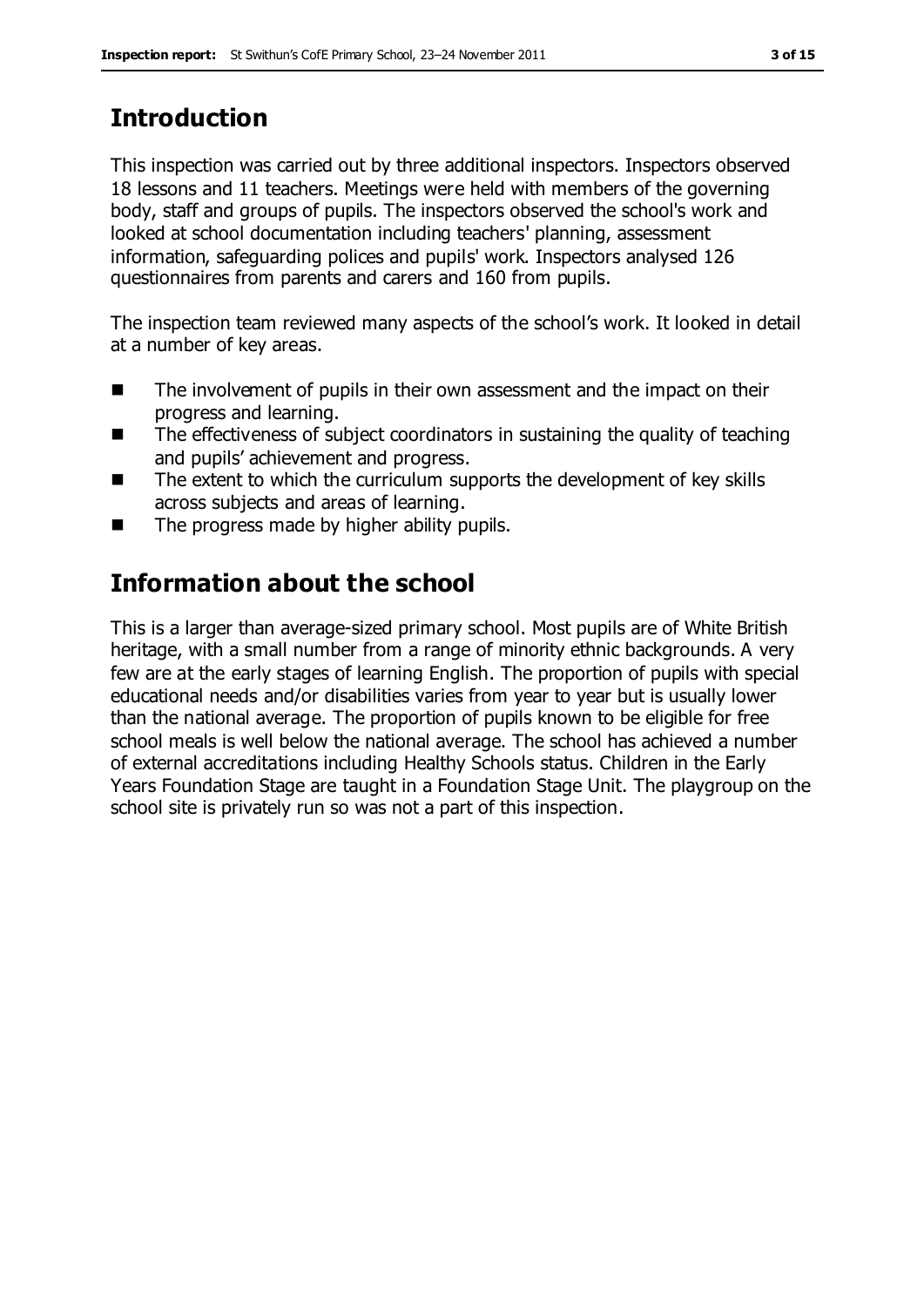## Introduction

This inspection was carried out by three additional inspectors. Inspectors observed 18 lessons and 11 teachers. Meetings were held with members of the governing body, staff and groups of pupils. The inspectors observed the school's work and looked at school documentation including teachers' planning, assessment information, safeguarding polices and pupils' work. Inspectors analysed 126 questionnaires from parents and carers and 160 from pupils.

The inspection team reviewed many aspects of the school's work. It looked in detail at a number of key areas.

- The involvement of pupils in their own assessment and the impact on their progress and learning.
- The effectiveness of subject coordinators in sustaining the quality of teaching and pupils' achievement and progress.
- The extent to which the curriculum supports the development of key skills across subjects and areas of learning.
- The progress made by higher ability pupils.

## Information about the school

This is a larger than average-sized primary school. Most pupils are of White British heritage, with a small number from a range of minority ethnic backgrounds. A very few are at the early stages of learning English. The proportion of pupils with special educational needs and/or disabilities varies from year to year but is usually lower than the national average. The proportion of pupils known to be eligible for free school meals is well below the national average. The school has achieved a number of external accreditations including Healthy Schools status. Children in the Early Years Foundation Stage are taught in a Foundation Stage Unit. The playgroup on the school site is privately run so was not a part of this inspection.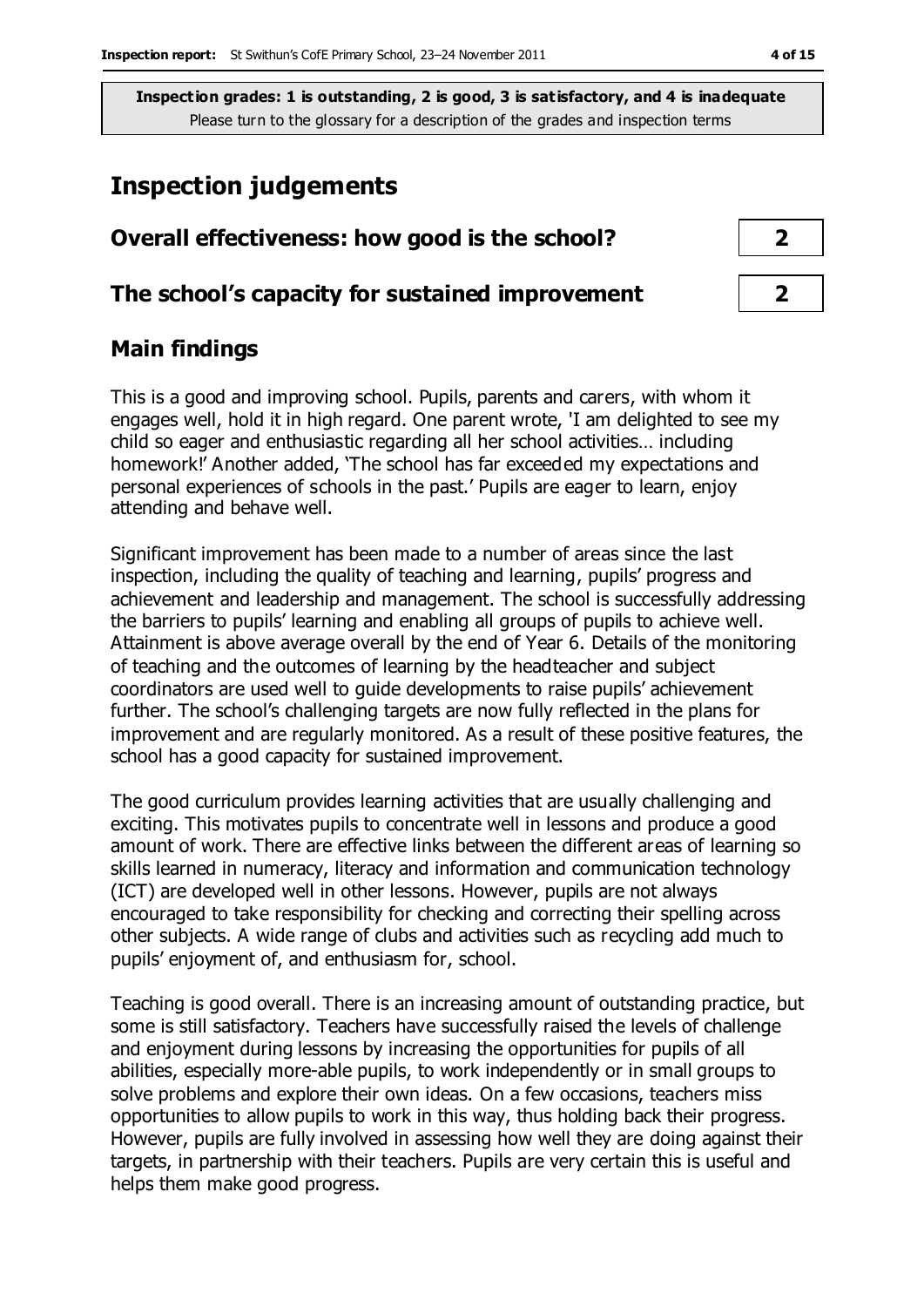**Inspection grades: 1 is outstanding, 2 is good, 3 is satisfactory, and 4 is inadequate**
Please turn to the glossary for a description of the grades and inspection terms

# Inspection judgements

| | |
|---|---|
| **Overall effectiveness: how good is the school?** | **2** |
| **The school's capacity for sustained improvement** | **2** |

## Main findings

This is a good and improving school. Pupils, parents and carers, with whom it engages well, hold it in high regard. One parent wrote, 'I am delighted to see my child so eager and enthusiastic regarding all her school activities… including homework!' Another added, 'The school has far exceeded my expectations and personal experiences of schools in the past.' Pupils are eager to learn, enjoy attending and behave well.

Significant improvement has been made to a number of areas since the last inspection, including the quality of teaching and learning, pupils' progress and achievement and leadership and management. The school is successfully addressing the barriers to pupils' learning and enabling all groups of pupils to achieve well. Attainment is above average overall by the end of Year 6. Details of the monitoring of teaching and the outcomes of learning by the headteacher and subject coordinators are used well to guide developments to raise pupils' achievement further. The school's challenging targets are now fully reflected in the plans for improvement and are regularly monitored. As a result of these positive features, the school has a good capacity for sustained improvement.

The good curriculum provides learning activities that are usually challenging and exciting. This motivates pupils to concentrate well in lessons and produce a good amount of work. There are effective links between the different areas of learning so skills learned in numeracy, literacy and information and communication technology (ICT) are developed well in other lessons. However, pupils are not always encouraged to take responsibility for checking and correcting their spelling across other subjects. A wide range of clubs and activities such as recycling add much to pupils' enjoyment of, and enthusiasm for, school.

Teaching is good overall. There is an increasing amount of outstanding practice, but some is still satisfactory. Teachers have successfully raised the levels of challenge and enjoyment during lessons by increasing the opportunities for pupils of all abilities, especially more-able pupils, to work independently or in small groups to solve problems and explore their own ideas. On a few occasions, teachers miss opportunities to allow pupils to work in this way, thus holding back their progress. However, pupils are fully involved in assessing how well they are doing against their targets, in partnership with their teachers. Pupils are very certain this is useful and helps them make good progress.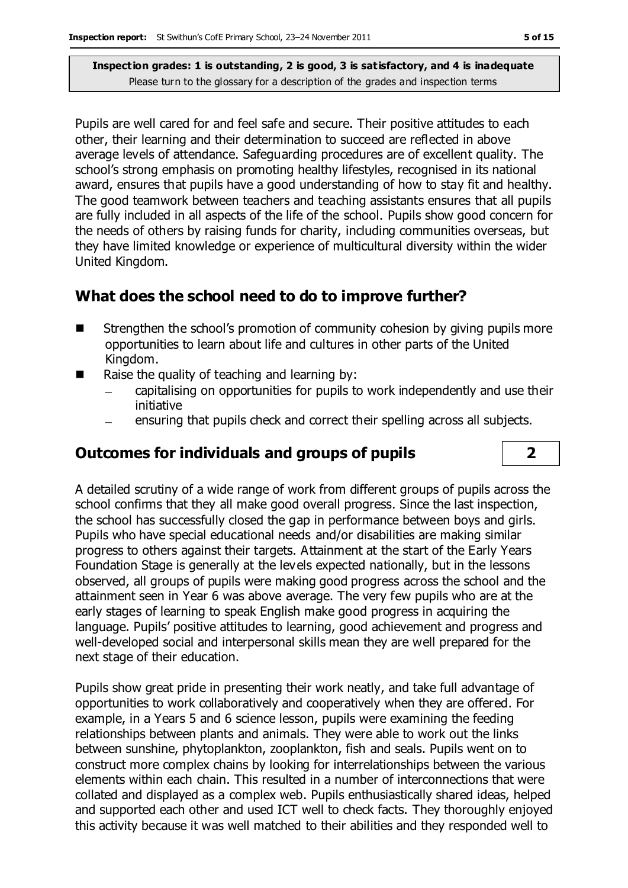**Inspection grades: 1 is outstanding, 2 is good, 3 is satisfactory, and 4 is inadequate**
Please turn to the glossary for a description of the grades and inspection terms

Pupils are well cared for and feel safe and secure. Their positive attitudes to each other, their learning and their determination to succeed are reflected in above average levels of attendance. Safeguarding procedures are of excellent quality. The school's strong emphasis on promoting healthy lifestyles, recognised in its national award, ensures that pupils have a good understanding of how to stay fit and healthy. The good teamwork between teachers and teaching assistants ensures that all pupils are fully included in all aspects of the life of the school. Pupils show good concern for the needs of others by raising funds for charity, including communities overseas, but they have limited knowledge or experience of multicultural diversity within the wider United Kingdom.

## What does the school need to do to improve further?

- Strengthen the school's promotion of community cohesion by giving pupils more opportunities to learn about life and cultures in other parts of the United Kingdom.
- Raise the quality of teaching and learning by:
  - capitalising on opportunities for pupils to work independently and use their initiative
  - ensuring that pupils check and correct their spelling across all subjects.

## Outcomes for individuals and groups of pupils — 2

A detailed scrutiny of a wide range of work from different groups of pupils across the school confirms that they all make good overall progress. Since the last inspection, the school has successfully closed the gap in performance between boys and girls. Pupils who have special educational needs and/or disabilities are making similar progress to others against their targets. Attainment at the start of the Early Years Foundation Stage is generally at the levels expected nationally, but in the lessons observed, all groups of pupils were making good progress across the school and the attainment seen in Year 6 was above average. The very few pupils who are at the early stages of learning to speak English make good progress in acquiring the language. Pupils' positive attitudes to learning, good achievement and progress and well-developed social and interpersonal skills mean they are well prepared for the next stage of their education.

Pupils show great pride in presenting their work neatly, and take full advantage of opportunities to work collaboratively and cooperatively when they are offered. For example, in a Years 5 and 6 science lesson, pupils were examining the feeding relationships between plants and animals. They were able to work out the links between sunshine, phytoplankton, zooplankton, fish and seals. Pupils went on to construct more complex chains by looking for interrelationships between the various elements within each chain. This resulted in a number of interconnections that were collated and displayed as a complex web. Pupils enthusiastically shared ideas, helped and supported each other and used ICT well to check facts. They thoroughly enjoyed this activity because it was well matched to their abilities and they responded well to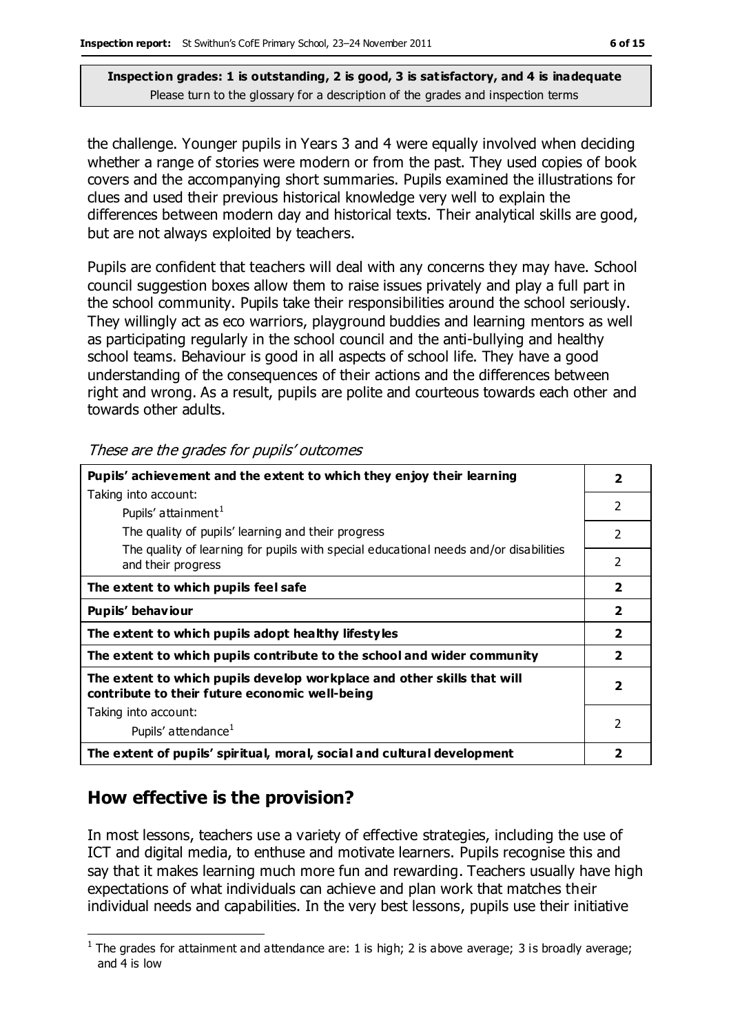the challenge. Younger pupils in Years 3 and 4 were equally involved when deciding whether a range of stories were modern or from the past. They used copies of book covers and the accompanying short summaries. Pupils examined the illustrations for clues and used their previous historical knowledge very well to explain the differences between modern day and historical texts. Their analytical skills are good, but are not always exploited by teachers.

Pupils are confident that teachers will deal with any concerns they may have. School council suggestion boxes allow them to raise issues privately and play a full part in the school community. Pupils take their responsibilities around the school seriously. They willingly act as eco warriors, playground buddies and learning mentors as well as participating regularly in the school council and the anti-bullying and healthy school teams. Behaviour is good in all aspects of school life. They have a good understanding of the consequences of their actions and the differences between right and wrong. As a result, pupils are polite and courteous towards each other and towards other adults.

*These are the grades for pupils' outcomes*

| | |
|---|---|
| **Pupils' achievement and the extent to which they enjoy their learning** | **2** |
| Taking into account: Pupils' attainment[1] | 2 |
| The quality of pupils' learning and their progress | 2 |
| The quality of learning for pupils with special educational needs and/or disabilities and their progress | 2 |
| **The extent to which pupils feel safe** | **2** |
| **Pupils' behaviour** | **2** |
| **The extent to which pupils adopt healthy lifestyles** | **2** |
| **The extent to which pupils contribute to the school and wider community** | **2** |
| **The extent to which pupils develop workplace and other skills that will contribute to their future economic well-being** | **2** |
| Taking into account: Pupils' attendance[1] | 2 |
| **The extent of pupils' spiritual, moral, social and cultural development** | **2** |

## How effective is the provision?

In most lessons, teachers use a variety of effective strategies, including the use of ICT and digital media, to enthuse and motivate learners. Pupils recognise this and say that it makes learning much more fun and rewarding. Teachers usually have high expectations of what individuals can achieve and plan work that matches their individual needs and capabilities. In the very best lessons, pupils use their initiative

[1] The grades for attainment and attendance are: 1 is high; 2 is above average; 3 is broadly average; and 4 is low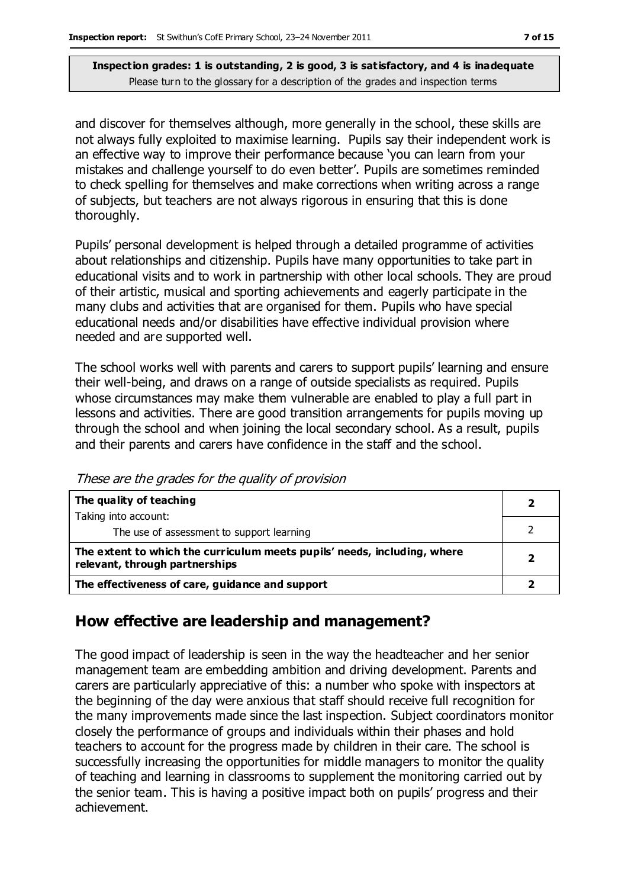**Inspection grades: 1 is outstanding, 2 is good, 3 is satisfactory, and 4 is inadequate**
Please turn to the glossary for a description of the grades and inspection terms

and discover for themselves although, more generally in the school, these skills are not always fully exploited to maximise learning. Pupils say their independent work is an effective way to improve their performance because 'you can learn from your mistakes and challenge yourself to do even better'. Pupils are sometimes reminded to check spelling for themselves and make corrections when writing across a range of subjects, but teachers are not always rigorous in ensuring that this is done thoroughly.

Pupils' personal development is helped through a detailed programme of activities about relationships and citizenship. Pupils have many opportunities to take part in educational visits and to work in partnership with other local schools. They are proud of their artistic, musical and sporting achievements and eagerly participate in the many clubs and activities that are organised for them. Pupils who have special educational needs and/or disabilities have effective individual provision where needed and are supported well.

The school works well with parents and carers to support pupils' learning and ensure their well-being, and draws on a range of outside specialists as required. Pupils whose circumstances may make them vulnerable are enabled to play a full part in lessons and activities. There are good transition arrangements for pupils moving up through the school and when joining the local secondary school. As a result, pupils and their parents and carers have confidence in the staff and the school.

*These are the grades for the quality of provision*

| | |
|---|---|
| **The quality of teaching**<br>Taking into account: | **2** |
| The use of assessment to support learning | 2 |
| **The extent to which the curriculum meets pupils' needs, including, where relevant, through partnerships** | **2** |
| **The effectiveness of care, guidance and support** | **2** |

## How effective are leadership and management?

The good impact of leadership is seen in the way the headteacher and her senior management team are embedding ambition and driving development. Parents and carers are particularly appreciative of this: a number who spoke with inspectors at the beginning of the day were anxious that staff should receive full recognition for the many improvements made since the last inspection. Subject coordinators monitor closely the performance of groups and individuals within their phases and hold teachers to account for the progress made by children in their care. The school is successfully increasing the opportunities for middle managers to monitor the quality of teaching and learning in classrooms to supplement the monitoring carried out by the senior team. This is having a positive impact both on pupils' progress and their achievement.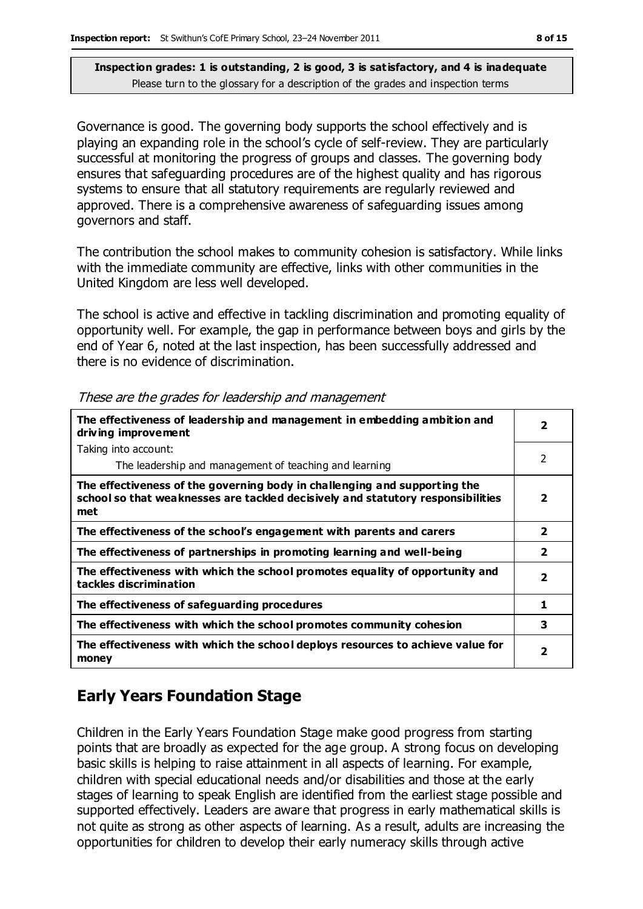**Inspection grades: 1 is outstanding, 2 is good, 3 is satisfactory, and 4 is inadequate**
Please turn to the glossary for a description of the grades and inspection terms

Governance is good. The governing body supports the school effectively and is playing an expanding role in the school's cycle of self-review. They are particularly successful at monitoring the progress of groups and classes. The governing body ensures that safeguarding procedures are of the highest quality and has rigorous systems to ensure that all statutory requirements are regularly reviewed and approved. There is a comprehensive awareness of safeguarding issues among governors and staff.

The contribution the school makes to community cohesion is satisfactory. While links with the immediate community are effective, links with other communities in the United Kingdom are less well developed.

The school is active and effective in tackling discrimination and promoting equality of opportunity well. For example, the gap in performance between boys and girls by the end of Year 6, noted at the last inspection, has been successfully addressed and there is no evidence of discrimination.

*These are the grades for leadership and management*

| | |
|---|---|
| **The effectiveness of leadership and management in embedding ambition and driving improvement** | **2** |
| Taking into account: The leadership and management of teaching and learning | 2 |
| **The effectiveness of the governing body in challenging and supporting the school so that weaknesses are tackled decisively and statutory responsibilities met** | **2** |
| **The effectiveness of the school's engagement with parents and carers** | **2** |
| **The effectiveness of partnerships in promoting learning and well-being** | **2** |
| **The effectiveness with which the school promotes equality of opportunity and tackles discrimination** | **2** |
| **The effectiveness of safeguarding procedures** | **1** |
| **The effectiveness with which the school promotes community cohesion** | **3** |
| **The effectiveness with which the school deploys resources to achieve value for money** | **2** |

## Early Years Foundation Stage

Children in the Early Years Foundation Stage make good progress from starting points that are broadly as expected for the age group. A strong focus on developing basic skills is helping to raise attainment in all aspects of learning. For example, children with special educational needs and/or disabilities and those at the early stages of learning to speak English are identified from the earliest stage possible and supported effectively. Leaders are aware that progress in early mathematical skills is not quite as strong as other aspects of learning. As a result, adults are increasing the opportunities for children to develop their early numeracy skills through active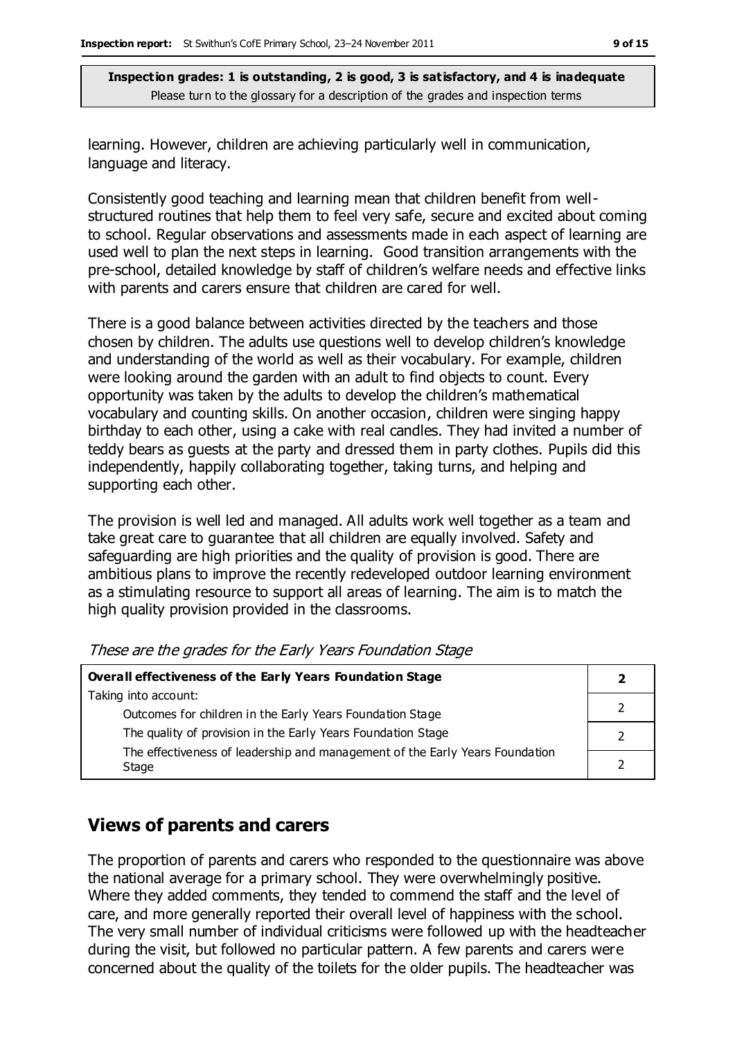**Inspection grades: 1 is outstanding, 2 is good, 3 is satisfactory, and 4 is inadequate**
Please turn to the glossary for a description of the grades and inspection terms

learning. However, children are achieving particularly well in communication, language and literacy.

Consistently good teaching and learning mean that children benefit from well-structured routines that help them to feel very safe, secure and excited about coming to school. Regular observations and assessments made in each aspect of learning are used well to plan the next steps in learning. Good transition arrangements with the pre-school, detailed knowledge by staff of children's welfare needs and effective links with parents and carers ensure that children are cared for well.

There is a good balance between activities directed by the teachers and those chosen by children. The adults use questions well to develop children's knowledge and understanding of the world as well as their vocabulary. For example, children were looking around the garden with an adult to find objects to count. Every opportunity was taken by the adults to develop the children's mathematical vocabulary and counting skills. On another occasion, children were singing happy birthday to each other, using a cake with real candles. They had invited a number of teddy bears as guests at the party and dressed them in party clothes. Pupils did this independently, happily collaborating together, taking turns, and helping and supporting each other.

The provision is well led and managed. All adults work well together as a team and take great care to guarantee that all children are equally involved. Safety and safeguarding are high priorities and the quality of provision is good. There are ambitious plans to improve the recently redeveloped outdoor learning environment as a stimulating resource to support all areas of learning. The aim is to match the high quality provision provided in the classrooms.

*These are the grades for the Early Years Foundation Stage*

| **Overall effectiveness of the Early Years Foundation Stage** | **2** |
|---|---|
| Taking into account: | |
| Outcomes for children in the Early Years Foundation Stage | 2 |
| The quality of provision in the Early Years Foundation Stage | 2 |
| The effectiveness of leadership and management of the Early Years Foundation Stage | 2 |

## Views of parents and carers

The proportion of parents and carers who responded to the questionnaire was above the national average for a primary school. They were overwhelmingly positive. Where they added comments, they tended to commend the staff and the level of care, and more generally reported their overall level of happiness with the school. The very small number of individual criticisms were followed up with the headteacher during the visit, but followed no particular pattern. A few parents and carers were concerned about the quality of the toilets for the older pupils. The headteacher was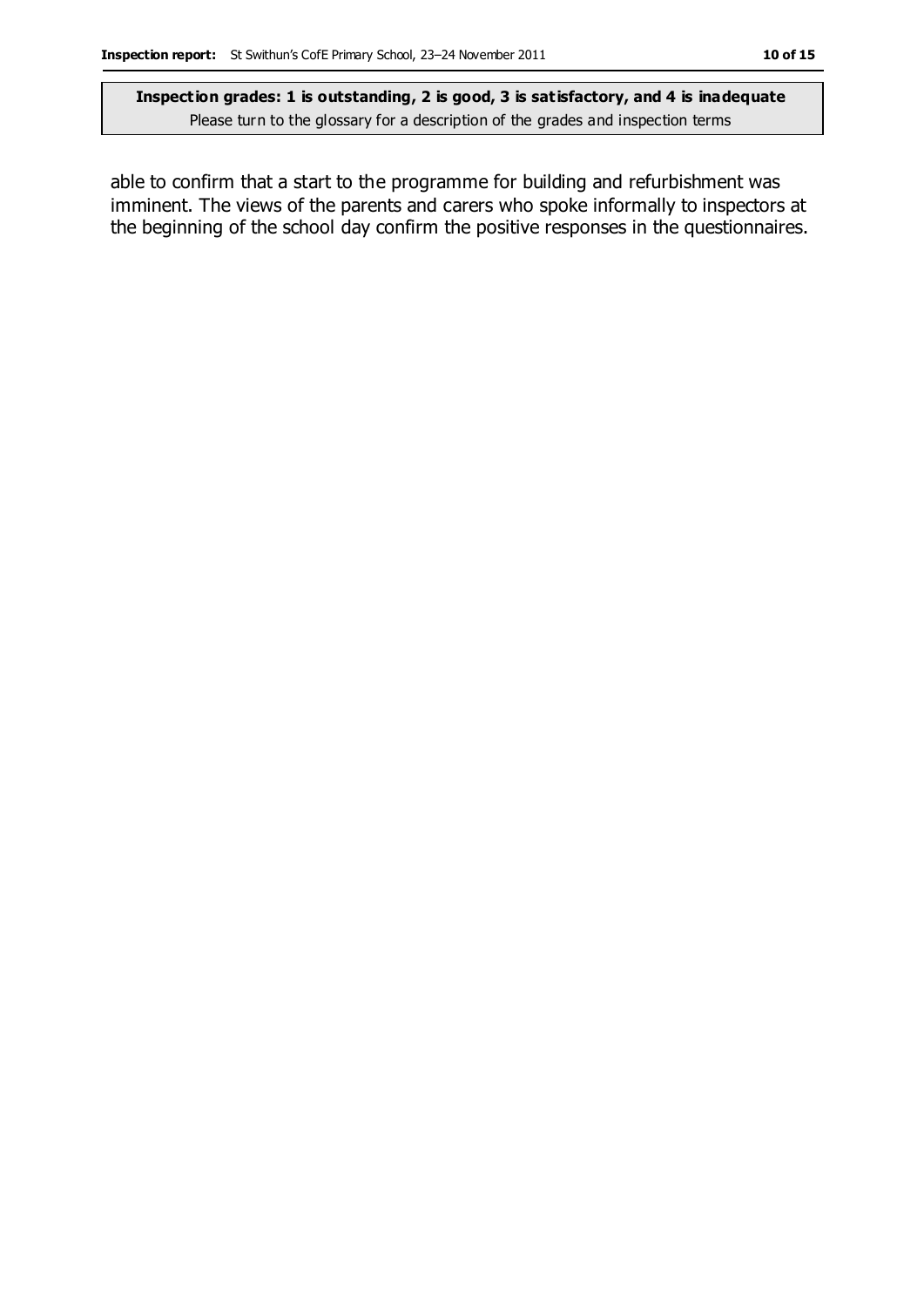able to confirm that a start to the programme for building and refurbishment was imminent. The views of the parents and carers who spoke informally to inspectors at the beginning of the school day confirm the positive responses in the questionnaires.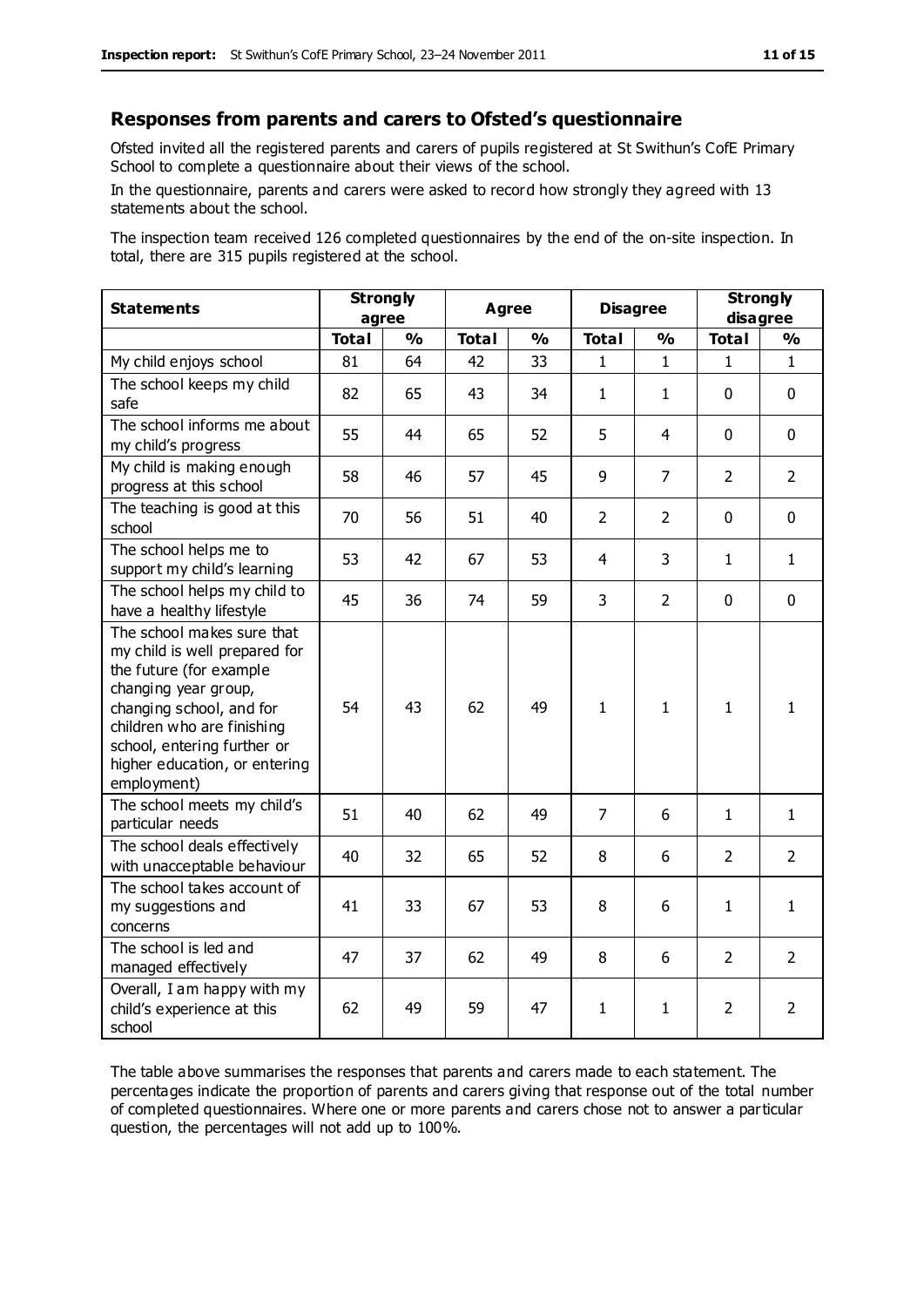## Responses from parents and carers to Ofsted's questionnaire

Ofsted invited all the registered parents and carers of pupils registered at St Swithun's CofE Primary School to complete a questionnaire about their views of the school.

In the questionnaire, parents and carers were asked to record how strongly they agreed with 13 statements about the school.

The inspection team received 126 completed questionnaires by the end of the on-site inspection. In total, there are 315 pupils registered at the school.

| Statements | Strongly agree | | Agree | | Disagree | | Strongly disagree | |
|---|---|---|---|---|---|---|---|---|
| | Total | % | Total | % | Total | % | Total | % |
| My child enjoys school | 81 | 64 | 42 | 33 | 1 | 1 | 1 | 1 |
| The school keeps my child safe | 82 | 65 | 43 | 34 | 1 | 1 | 0 | 0 |
| The school informs me about my child's progress | 55 | 44 | 65 | 52 | 5 | 4 | 0 | 0 |
| My child is making enough progress at this school | 58 | 46 | 57 | 45 | 9 | 7 | 2 | 2 |
| The teaching is good at this school | 70 | 56 | 51 | 40 | 2 | 2 | 0 | 0 |
| The school helps me to support my child's learning | 53 | 42 | 67 | 53 | 4 | 3 | 1 | 1 |
| The school helps my child to have a healthy lifestyle | 45 | 36 | 74 | 59 | 3 | 2 | 0 | 0 |
| The school makes sure that my child is well prepared for the future (for example changing year group, changing school, and for children who are finishing school, entering further or higher education, or entering employment) | 54 | 43 | 62 | 49 | 1 | 1 | 1 | 1 |
| The school meets my child's particular needs | 51 | 40 | 62 | 49 | 7 | 6 | 1 | 1 |
| The school deals effectively with unacceptable behaviour | 40 | 32 | 65 | 52 | 8 | 6 | 2 | 2 |
| The school takes account of my suggestions and concerns | 41 | 33 | 67 | 53 | 8 | 6 | 1 | 1 |
| The school is led and managed effectively | 47 | 37 | 62 | 49 | 8 | 6 | 2 | 2 |
| Overall, I am happy with my child's experience at this school | 62 | 49 | 59 | 47 | 1 | 1 | 2 | 2 |

The table above summarises the responses that parents and carers made to each statement. The percentages indicate the proportion of parents and carers giving that response out of the total number of completed questionnaires. Where one or more parents and carers chose not to answer a particular question, the percentages will not add up to 100%.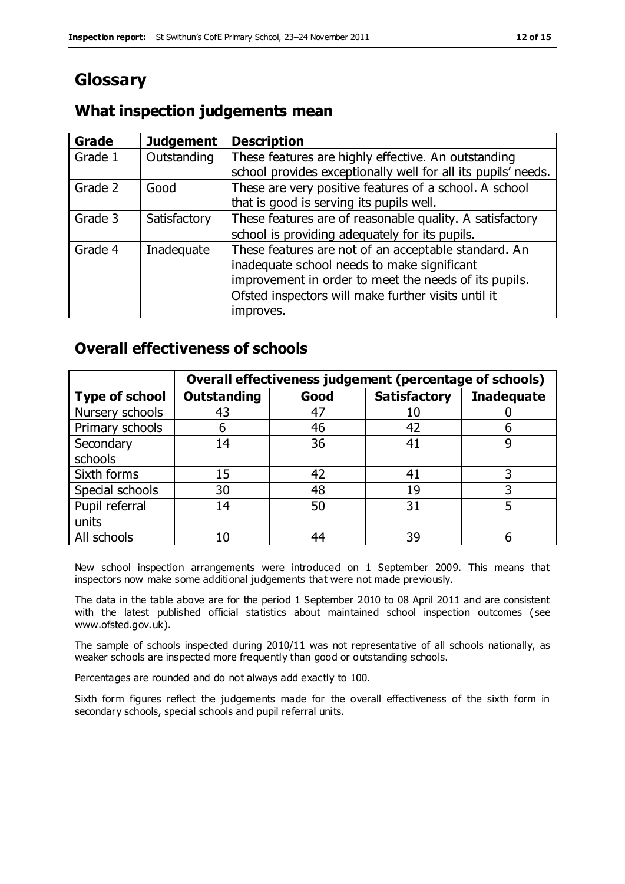# Glossary

## What inspection judgements mean

| Grade | Judgement | Description |
|---|---|---|
| Grade 1 | Outstanding | These features are highly effective. An outstanding school provides exceptionally well for all its pupils' needs. |
| Grade 2 | Good | These are very positive features of a school. A school that is good is serving its pupils well. |
| Grade 3 | Satisfactory | These features are of reasonable quality. A satisfactory school is providing adequately for its pupils. |
| Grade 4 | Inadequate | These features are not of an acceptable standard. An inadequate school needs to make significant improvement in order to meet the needs of its pupils. Ofsted inspectors will make further visits until it improves. |

## Overall effectiveness of schools

| | Overall effectiveness judgement (percentage of schools) | | | |
|---|---|---|---|---|
| **Type of school** | **Outstanding** | **Good** | **Satisfactory** | **Inadequate** |
| Nursery schools | 43 | 47 | 10 | 0 |
| Primary schools | 6 | 46 | 42 | 6 |
| Secondary schools | 14 | 36 | 41 | 9 |
| Sixth forms | 15 | 42 | 41 | 3 |
| Special schools | 30 | 48 | 19 | 3 |
| Pupil referral units | 14 | 50 | 31 | 5 |
| All schools | 10 | 44 | 39 | 6 |

New school inspection arrangements were introduced on 1 September 2009. This means that inspectors now make some additional judgements that were not made previously.

The data in the table above are for the period 1 September 2010 to 08 April 2011 and are consistent with the latest published official statistics about maintained school inspection outcomes (see www.ofsted.gov.uk).

The sample of schools inspected during 2010/11 was not representative of all schools nationally, as weaker schools are inspected more frequently than good or outstanding schools.

Percentages are rounded and do not always add exactly to 100.

Sixth form figures reflect the judgements made for the overall effectiveness of the sixth form in secondary schools, special schools and pupil referral units.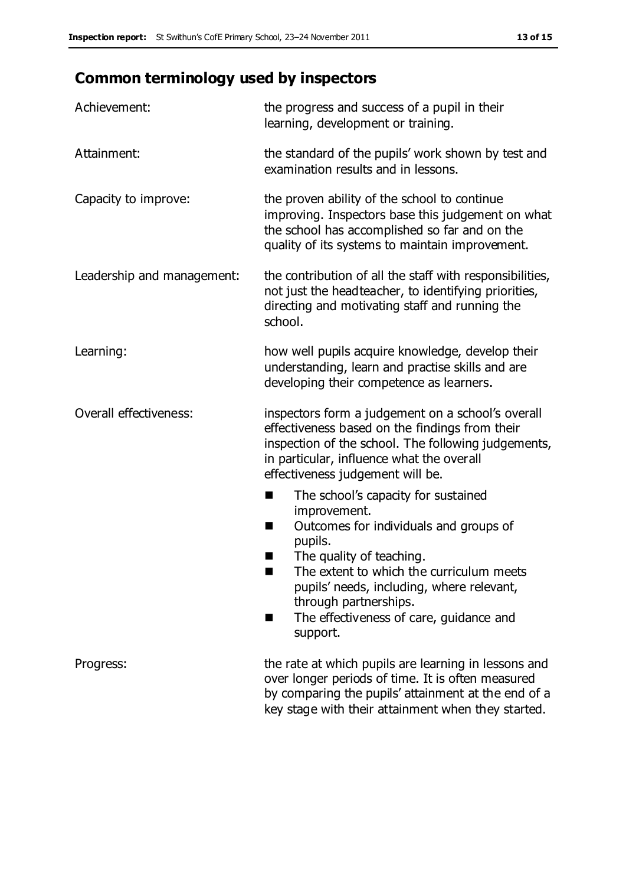## Common terminology used by inspectors

| | |
|---|---|
| Achievement: | the progress and success of a pupil in their learning, development or training. |
| Attainment: | the standard of the pupils' work shown by test and examination results and in lessons. |
| Capacity to improve: | the proven ability of the school to continue improving. Inspectors base this judgement on what the school has accomplished so far and on the quality of its systems to maintain improvement. |
| Leadership and management: | the contribution of all the staff with responsibilities, not just the headteacher, to identifying priorities, directing and motivating staff and running the school. |
| Learning: | how well pupils acquire knowledge, develop their understanding, learn and practise skills and are developing their competence as learners. |
| Overall effectiveness: | inspectors form a judgement on a school's overall effectiveness based on the findings from their inspection of the school. The following judgements, in particular, influence what the overall effectiveness judgement will be. <br>■ The school's capacity for sustained improvement. <br>■ Outcomes for individuals and groups of pupils. <br>■ The quality of teaching. <br>■ The extent to which the curriculum meets pupils' needs, including, where relevant, through partnerships. <br>■ The effectiveness of care, guidance and support. |
| Progress: | the rate at which pupils are learning in lessons and over longer periods of time. It is often measured by comparing the pupils' attainment at the end of a key stage with their attainment when they started. |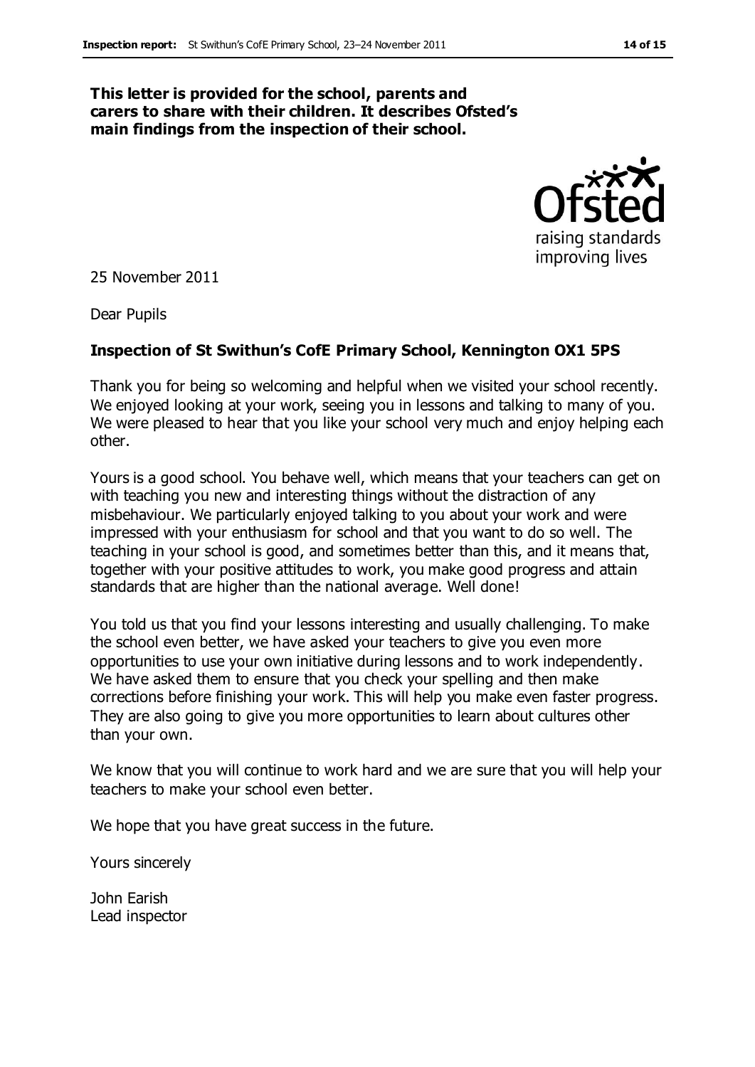**This letter is provided for the school, parents and carers to share with their children. It describes Ofsted's main findings from the inspection of their school.**

25 November 2011

Dear Pupils

**Inspection of St Swithun's CofE Primary School, Kennington OX1 5PS**

Thank you for being so welcoming and helpful when we visited your school recently. We enjoyed looking at your work, seeing you in lessons and talking to many of you. We were pleased to hear that you like your school very much and enjoy helping each other.

Yours is a good school. You behave well, which means that your teachers can get on with teaching you new and interesting things without the distraction of any misbehaviour. We particularly enjoyed talking to you about your work and were impressed with your enthusiasm for school and that you want to do so well. The teaching in your school is good, and sometimes better than this, and it means that, together with your positive attitudes to work, you make good progress and attain standards that are higher than the national average. Well done!

You told us that you find your lessons interesting and usually challenging. To make the school even better, we have asked your teachers to give you even more opportunities to use your own initiative during lessons and to work independently. We have asked them to ensure that you check your spelling and then make corrections before finishing your work. This will help you make even faster progress. They are also going to give you more opportunities to learn about cultures other than your own.

We know that you will continue to work hard and we are sure that you will help your teachers to make your school even better.

We hope that you have great success in the future.

Yours sincerely

John Earish
Lead inspector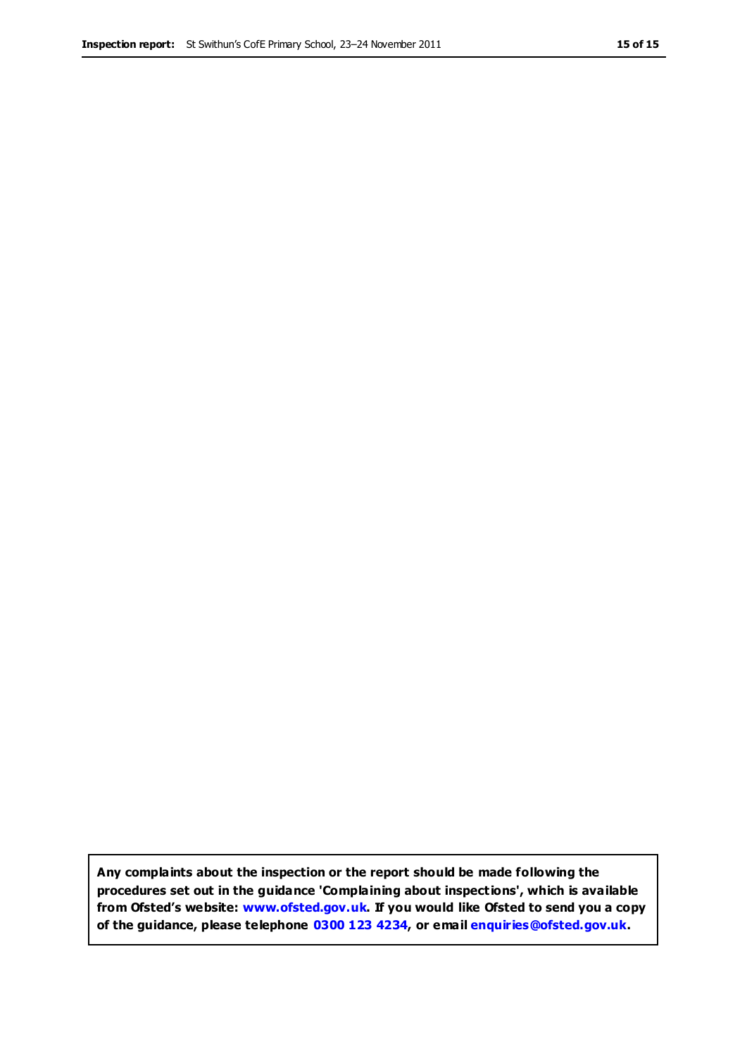**Any complaints about the inspection or the report should be made following the procedures set out in the guidance 'Complaining about inspections', which is available from Ofsted's website: www.ofsted.gov.uk. If you would like Ofsted to send you a copy of the guidance, please telephone 0300 123 4234, or email enquiries@ofsted.gov.uk.**